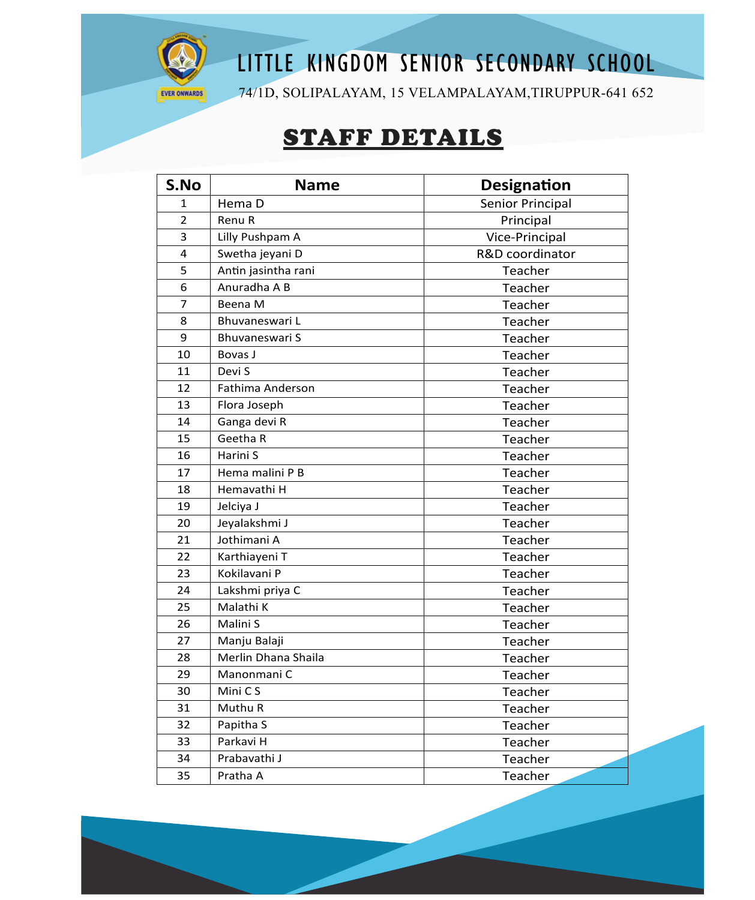# LITTLE KINGDOM SENIOR SECONDARY SCHOOL

74/1D, SOLIPALAYAM, 15 VELAMPALAYAM,TIRUPPUR-641 652

## STAFF DETAILS

| S.No | Name | Designation |
|---|---|---|
| 1 | Hema D | Senior Principal |
| 2 | Renu R | Principal |
| 3 | Lilly Pushpam A | Vice-Principal |
| 4 | Swetha jeyani D | R&D coordinator |
| 5 | Antin jasintha rani | Teacher |
| 6 | Anuradha A B | Teacher |
| 7 | Beena M | Teacher |
| 8 | Bhuvaneswari L | Teacher |
| 9 | Bhuvaneswari S | Teacher |
| 10 | Bovas J | Teacher |
| 11 | Devi S | Teacher |
| 12 | Fathima Anderson | Teacher |
| 13 | Flora Joseph | Teacher |
| 14 | Ganga devi R | Teacher |
| 15 | Geetha R | Teacher |
| 16 | Harini S | Teacher |
| 17 | Hema malini P B | Teacher |
| 18 | Hemavathi H | Teacher |
| 19 | Jelciya J | Teacher |
| 20 | Jeyalakshmi J | Teacher |
| 21 | Jothimani A | Teacher |
| 22 | Karthiayeni T | Teacher |
| 23 | Kokilavani P | Teacher |
| 24 | Lakshmi priya C | Teacher |
| 25 | Malathi K | Teacher |
| 26 | Malini S | Teacher |
| 27 | Manju Balaji | Teacher |
| 28 | Merlin Dhana Shaila | Teacher |
| 29 | Manonmani C | Teacher |
| 30 | Mini C S | Teacher |
| 31 | Muthu R | Teacher |
| 32 | Papitha S | Teacher |
| 33 | Parkavi H | Teacher |
| 34 | Prabavathi J | Teacher |
| 35 | Pratha A | Teacher |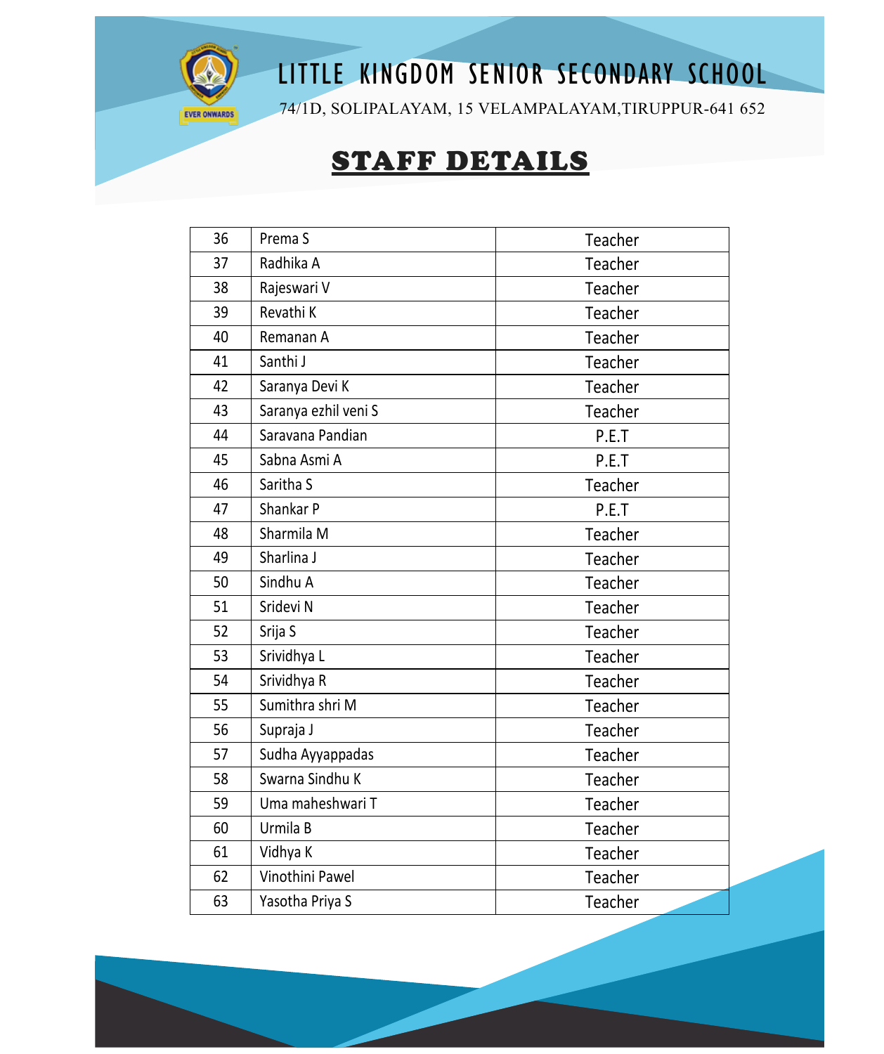# LITTLE KINGDOM SENIOR SECONDARY SCHOOL

74/1D, SOLIPALAYAM, 15 VELAMPALAYAM,TIRUPPUR-641 652

## STAFF DETAILS

| | | |
|---|---|---|
| 36 | Prema S | Teacher |
| 37 | Radhika A | Teacher |
| 38 | Rajeswari V | Teacher |
| 39 | Revathi K | Teacher |
| 40 | Remanan A | Teacher |
| 41 | Santhi J | Teacher |
| 42 | Saranya Devi K | Teacher |
| 43 | Saranya ezhil veni S | Teacher |
| 44 | Saravana Pandian | P.E.T |
| 45 | Sabna Asmi A | P.E.T |
| 46 | Saritha S | Teacher |
| 47 | Shankar P | P.E.T |
| 48 | Sharmila M | Teacher |
| 49 | Sharlina J | Teacher |
| 50 | Sindhu A | Teacher |
| 51 | Sridevi N | Teacher |
| 52 | Srija S | Teacher |
| 53 | Srividhya L | Teacher |
| 54 | Srividhya R | Teacher |
| 55 | Sumithra shri M | Teacher |
| 56 | Supraja J | Teacher |
| 57 | Sudha Ayyappadas | Teacher |
| 58 | Swarna Sindhu K | Teacher |
| 59 | Uma maheshwari T | Teacher |
| 60 | Urmila B | Teacher |
| 61 | Vidhya K | Teacher |
| 62 | Vinothini Pawel | Teacher |
| 63 | Yasotha Priya S | Teacher |